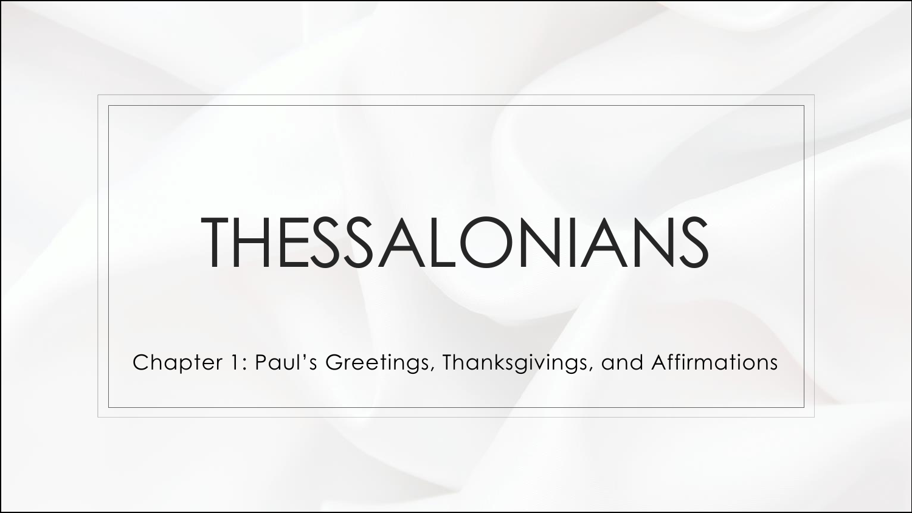# THESSALONIANS

Chapter 1: Paul’s Greetings, Thanksgivings, and Affirmations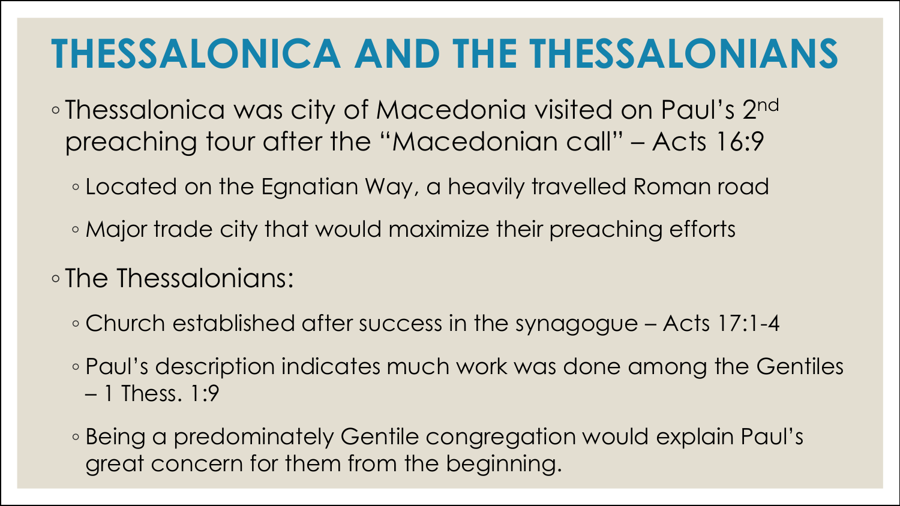# THESSALONICA AND THE THESSALONIANS

- Thessalonica was city of Macedonia visited on Paul's 2nd preaching tour after the "Macedonian call" – Acts 16:9
  - Located on the Egnatian Way, a heavily travelled Roman road
  - Major trade city that would maximize their preaching efforts
- The Thessalonians:
  - Church established after success in the synagogue – Acts 17:1-4
  - Paul's description indicates much work was done among the Gentiles – 1 Thess. 1:9
  - Being a predominately Gentile congregation would explain Paul's great concern for them from the beginning.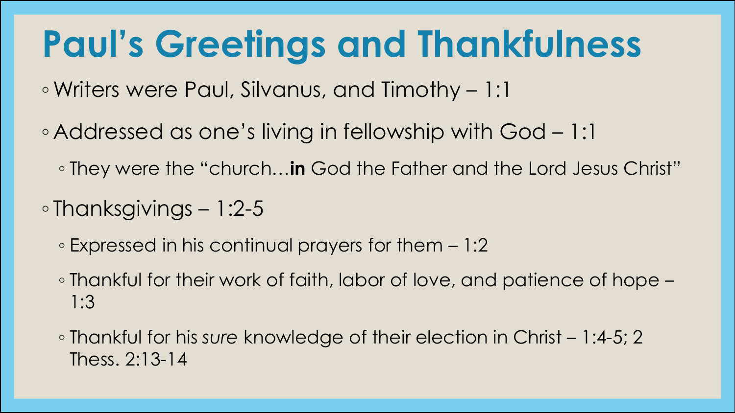# Paul’s Greetings and Thankfulness

- Writers were Paul, Silvanus, and Timothy – 1:1
- Addressed as one’s living in fellowship with God – 1:1
  - They were the “church…**in** God the Father and the Lord Jesus Christ”
- Thanksgivings – 1:2-5
  - Expressed in his continual prayers for them – 1:2
  - Thankful for their work of faith, labor of love, and patience of hope – 1:3
  - Thankful for his *sure* knowledge of their election in Christ – 1:4-5; 2 Thess. 2:13-14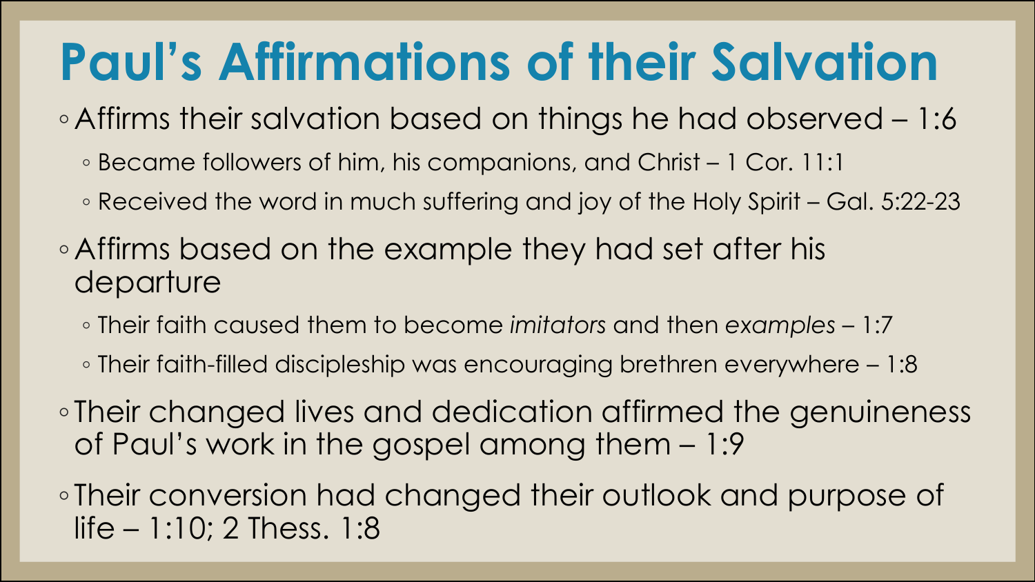# Paul's Affirmations of their Salvation

- Affirms their salvation based on things he had observed – 1:6
  - Became followers of him, his companions, and Christ – 1 Cor. 11:1
  - Received the word in much suffering and joy of the Holy Spirit – Gal. 5:22-23
- Affirms based on the example they had set after his departure
  - Their faith caused them to become *imitators* and then *examples* – 1:7
  - Their faith-filled discipleship was encouraging brethren everywhere – 1:8
- Their changed lives and dedication affirmed the genuineness of Paul's work in the gospel among them – 1:9
- Their conversion had changed their outlook and purpose of life – 1:10; 2 Thess. 1:8